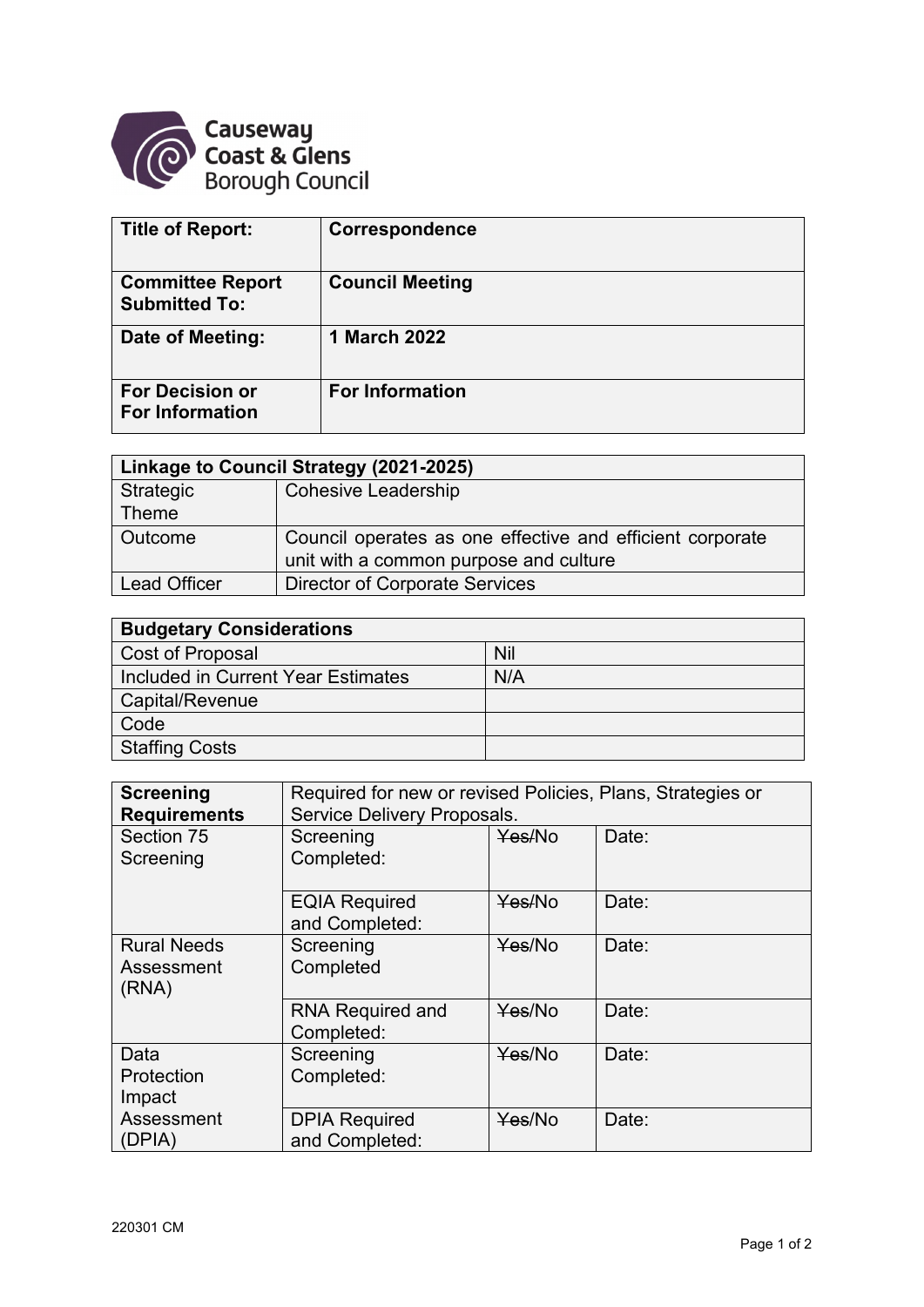Causeway Coast & Glens Borough Council

| Title of Report: | Correspondence |
|---|---|
| Committee Report Submitted To: | Council Meeting |
| Date of Meeting: | 1 March 2022 |
| For Decision or For Information | For Information |

| Linkage to Council Strategy (2021-2025) | |
|---|---|
| Strategic Theme | Cohesive Leadership |
| Outcome | Council operates as one effective and efficient corporate unit with a common purpose and culture |
| Lead Officer | Director of Corporate Services |

| Budgetary Considerations | |
|---|---|
| Cost of Proposal | Nil |
| Included in Current Year Estimates | N/A |
| Capital/Revenue | |
| Code | |
| Staffing Costs | |

| Screening Requirements | Required for new or revised Policies, Plans, Strategies or Service Delivery Proposals. | | |
|---|---|---|---|
| Section 75 Screening | Screening Completed: | ~~Yes~~/No | Date: |
| | EQIA Required and Completed: | ~~Yes~~/No | Date: |
| Rural Needs Assessment (RNA) | Screening Completed | ~~Yes~~/No | Date: |
| | RNA Required and Completed: | ~~Yes~~/No | Date: |
| Data Protection Impact Assessment (DPIA) | Screening Completed: | ~~Yes~~/No | Date: |
| | DPIA Required and Completed: | ~~Yes~~/No | Date: |

220301 CM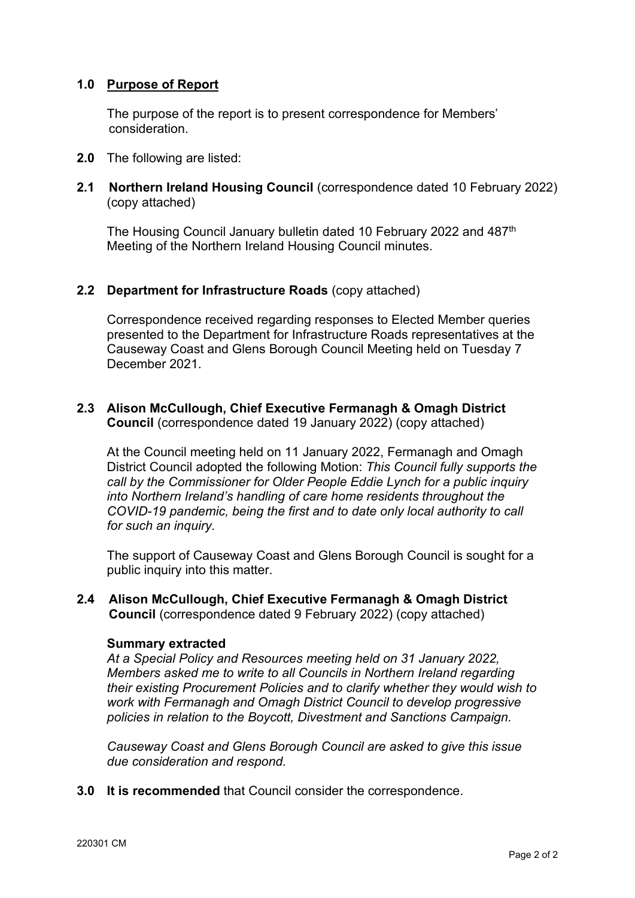## 1.0 Purpose of Report

The purpose of the report is to present correspondence for Members' consideration.

**2.0** The following are listed:

**2.1 Northern Ireland Housing Council** (correspondence dated 10 February 2022) (copy attached)

The Housing Council January bulletin dated 10 February 2022 and 487th Meeting of the Northern Ireland Housing Council minutes.

**2.2 Department for Infrastructure Roads** (copy attached)

Correspondence received regarding responses to Elected Member queries presented to the Department for Infrastructure Roads representatives at the Causeway Coast and Glens Borough Council Meeting held on Tuesday 7 December 2021.

**2.3 Alison McCullough, Chief Executive Fermanagh & Omagh District Council** (correspondence dated 19 January 2022) (copy attached)

At the Council meeting held on 11 January 2022, Fermanagh and Omagh District Council adopted the following Motion: *This Council fully supports the call by the Commissioner for Older People Eddie Lynch for a public inquiry into Northern Ireland's handling of care home residents throughout the COVID-19 pandemic, being the first and to date only local authority to call for such an inquiry.*

The support of Causeway Coast and Glens Borough Council is sought for a public inquiry into this matter.

**2.4 Alison McCullough, Chief Executive Fermanagh & Omagh District Council** (correspondence dated 9 February 2022) (copy attached)

**Summary extracted**

*At a Special Policy and Resources meeting held on 31 January 2022, Members asked me to write to all Councils in Northern Ireland regarding their existing Procurement Policies and to clarify whether they would wish to work with Fermanagh and Omagh District Council to develop progressive policies in relation to the Boycott, Divestment and Sanctions Campaign.*

*Causeway Coast and Glens Borough Council are asked to give this issue due consideration and respond.*

**3.0 It is recommended** that Council consider the correspondence.

220301 CM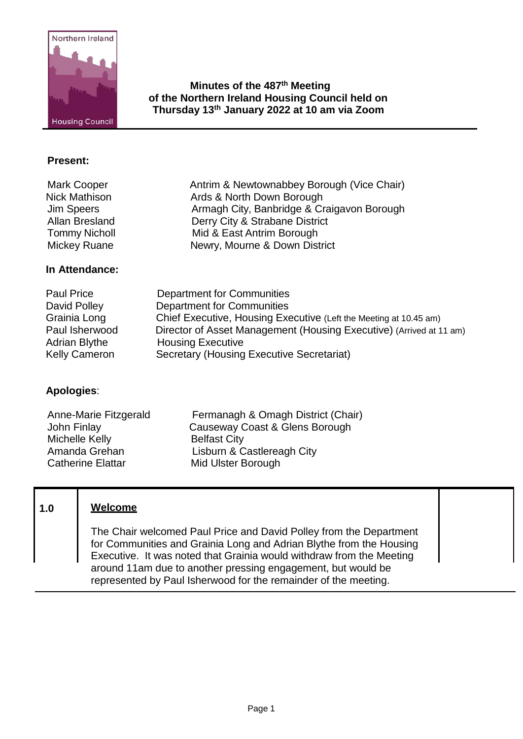Northern Ireland Housing Council

**Minutes of the 487th Meeting of the Northern Ireland Housing Council held on Thursday 13th January 2022 at 10 am via Zoom**

**Present:**

| | |
|---|---|
| Mark Cooper | Antrim & Newtownabbey Borough (Vice Chair) |
| Nick Mathison | Ards & North Down Borough |
| Jim Speers | Armagh City, Banbridge & Craigavon Borough |
| Allan Bresland | Derry City & Strabane District |
| Tommy Nicholl | Mid & East Antrim Borough |
| Mickey Ruane | Newry, Mourne & Down District |

**In Attendance:**

| | |
|---|---|
| Paul Price | Department for Communities |
| David Polley | Department for Communities |
| Grainia Long | Chief Executive, Housing Executive (Left the Meeting at 10.45 am) |
| Paul Isherwood | Director of Asset Management (Housing Executive) (Arrived at 11 am) |
| Adrian Blythe | Housing Executive |
| Kelly Cameron | Secretary (Housing Executive Secretariat) |

**Apologies**:

| | |
|---|---|
| Anne-Marie Fitzgerald | Fermanagh & Omagh District (Chair) |
| John Finlay | Causeway Coast & Glens Borough |
| Michelle Kelly | Belfast City |
| Amanda Grehan | Lisburn & Castlereagh City |
| Catherine Elattar | Mid Ulster Borough |

| | | |
|---|---|---|
| **1.0** | **<u>Welcome</u>**<br><br>The Chair welcomed Paul Price and David Polley from the Department for Communities and Grainia Long and Adrian Blythe from the Housing Executive. It was noted that Grainia would withdraw from the Meeting around 11am due to another pressing engagement, but would be represented by Paul Isherwood for the remainder of the meeting. | |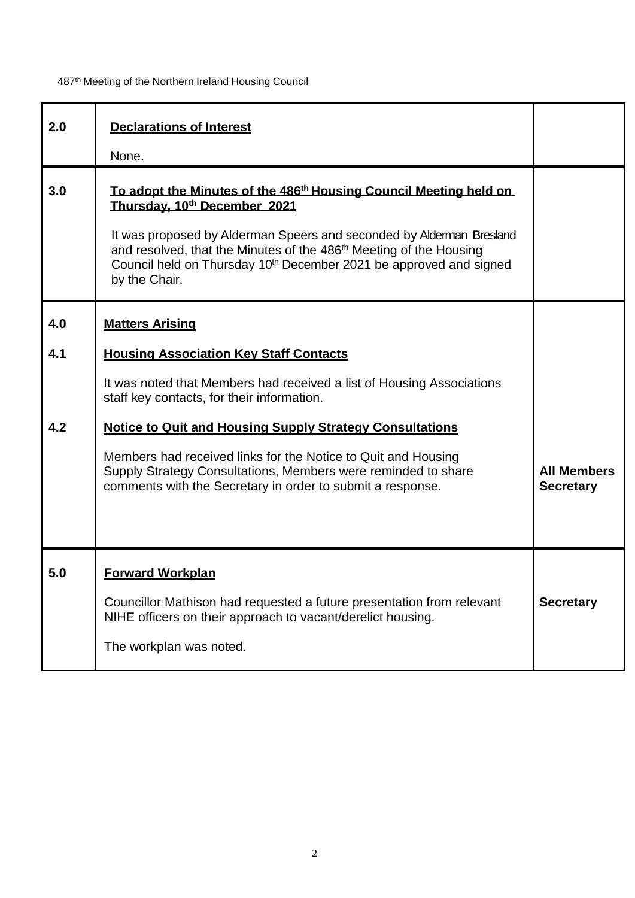| | | |
|---|---|---|
| **2.0** | **Declarations of Interest**<br><br>None. | |
| **3.0** | **To adopt the Minutes of the 486th Housing Council Meeting held on Thursday, 10th December 2021**<br><br>It was proposed by Alderman Speers and seconded by Alderman Bresland and resolved, that the Minutes of the 486th Meeting of the Housing Council held on Thursday 10th December 2021 be approved and signed by the Chair. | |
| **4.0**<br><br>**4.1**<br><br><br><br>**4.2** | **Matters Arising**<br><br>**Housing Association Key Staff Contacts**<br><br>It was noted that Members had received a list of Housing Associations staff key contacts, for their information.<br><br>**Notice to Quit and Housing Supply Strategy Consultations**<br><br>Members had received links for the Notice to Quit and Housing Supply Strategy Consultations, Members were reminded to share comments with the Secretary in order to submit a response. | **All Members**<br>**Secretary** |
| **5.0** | **Forward Workplan**<br><br>Councillor Mathison had requested a future presentation from relevant NIHE officers on their approach to vacant/derelict housing.<br><br>The workplan was noted. | **Secretary** |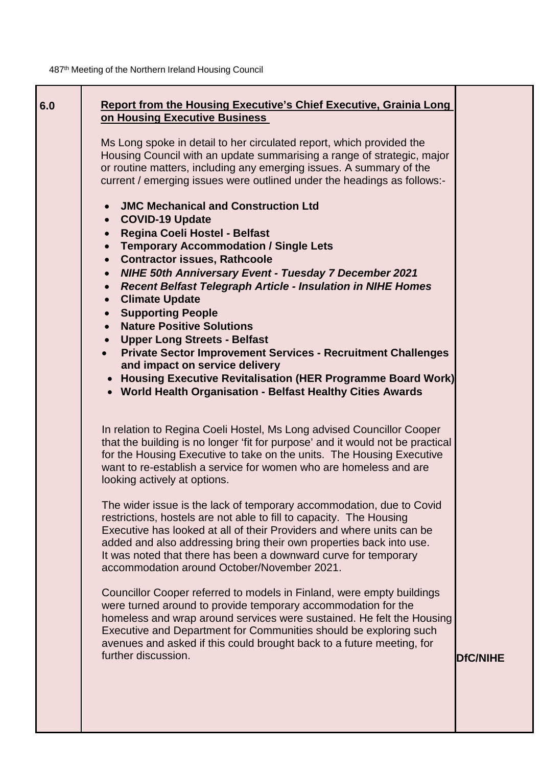| 6.0 | **Report from the Housing Executive's Chief Executive, Grainia Long on Housing Executive Business** | |
|---|---|---|
| | Ms Long spoke in detail to her circulated report, which provided the Housing Council with an update summarising a range of strategic, major or routine matters, including any emerging issues. A summary of the current / emerging issues were outlined under the headings as follows:-<br><br>• **JMC Mechanical and Construction Ltd**<br>• **COVID-19 Update**<br>• **Regina Coeli Hostel - Belfast**<br>• **Temporary Accommodation / Single Lets**<br>• **Contractor issues, Rathcoole**<br>• ***NIHE 50th Anniversary Event - Tuesday 7 December 2021***<br>• ***Recent Belfast Telegraph Article - Insulation in NIHE Homes***<br>• **Climate Update**<br>• **Supporting People**<br>• **Nature Positive Solutions**<br>• **Upper Long Streets - Belfast**<br>• **Private Sector Improvement Services - Recruitment Challenges and impact on service delivery**<br>• **Housing Executive Revitalisation (HER Programme Board Work)**<br>• **World Health Organisation - Belfast Healthy Cities Awards**<br><br>In relation to Regina Coeli Hostel, Ms Long advised Councillor Cooper that the building is no longer 'fit for purpose' and it would not be practical for the Housing Executive to take on the units. The Housing Executive want to re-establish a service for women who are homeless and are looking actively at options.<br><br>The wider issue is the lack of temporary accommodation, due to Covid restrictions, hostels are not able to fill to capacity. The Housing Executive has looked at all of their Providers and where units can be added and also addressing bring their own properties back into use. It was noted that there has been a downward curve for temporary accommodation around October/November 2021.<br><br>Councillor Cooper referred to models in Finland, were empty buildings were turned around to provide temporary accommodation for the homeless and wrap around services were sustained. He felt the Housing Executive and Department for Communities should be exploring such avenues and asked if this could brought back to a future meeting, for further discussion. | **DfC/NIHE** |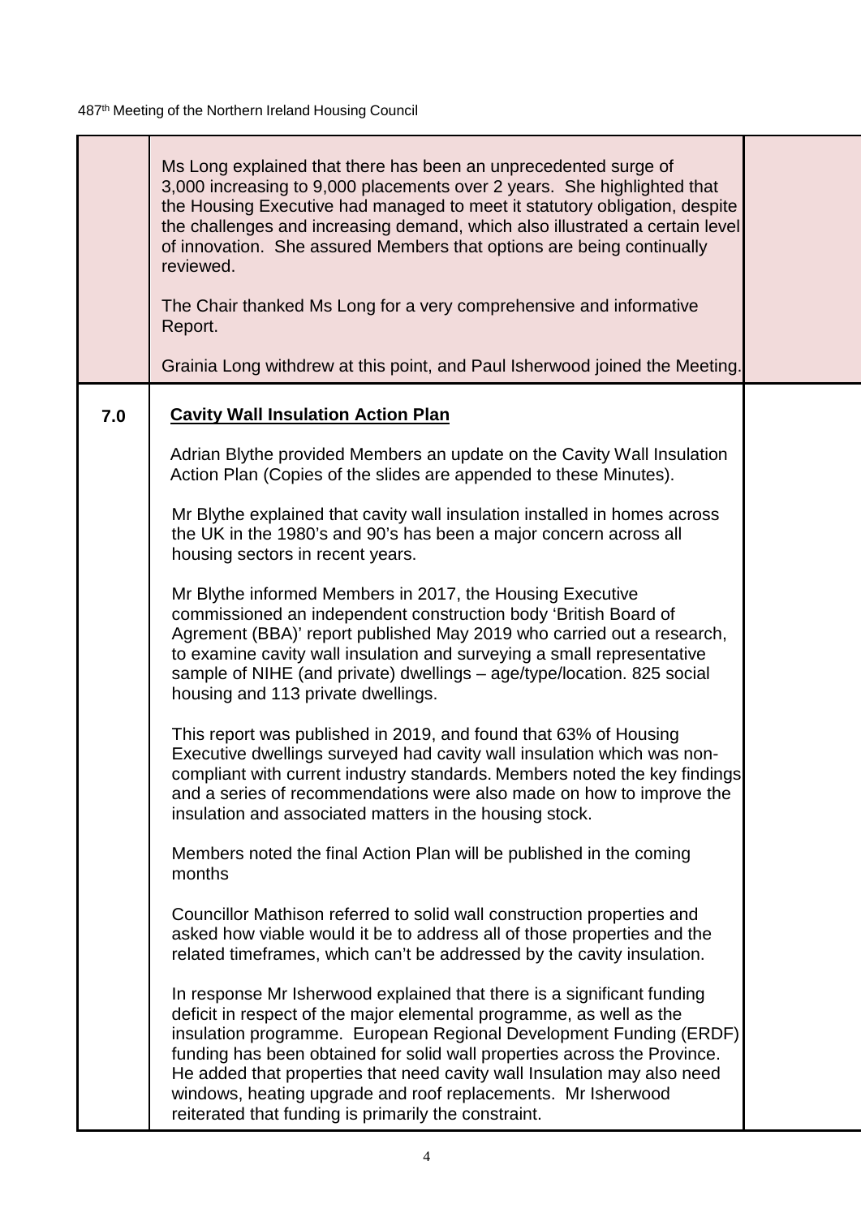Ms Long explained that there has been an unprecedented surge of 3,000 increasing to 9,000 placements over 2 years. She highlighted that the Housing Executive had managed to meet it statutory obligation, despite the challenges and increasing demand, which also illustrated a certain level of innovation. She assured Members that options are being continually reviewed.

The Chair thanked Ms Long for a very comprehensive and informative Report.

Grainia Long withdrew at this point, and Paul Isherwood joined the Meeting.

## 7.0 Cavity Wall Insulation Action Plan

Adrian Blythe provided Members an update on the Cavity Wall Insulation Action Plan (Copies of the slides are appended to these Minutes).

Mr Blythe explained that cavity wall insulation installed in homes across the UK in the 1980's and 90's has been a major concern across all housing sectors in recent years.

Mr Blythe informed Members in 2017, the Housing Executive commissioned an independent construction body 'British Board of Agrement (BBA)' report published May 2019 who carried out a research, to examine cavity wall insulation and surveying a small representative sample of NIHE (and private) dwellings – age/type/location. 825 social housing and 113 private dwellings.

This report was published in 2019, and found that 63% of Housing Executive dwellings surveyed had cavity wall insulation which was non-compliant with current industry standards. Members noted the key findings and a series of recommendations were also made on how to improve the insulation and associated matters in the housing stock.

Members noted the final Action Plan will be published in the coming months

Councillor Mathison referred to solid wall construction properties and asked how viable would it be to address all of those properties and the related timeframes, which can't be addressed by the cavity insulation.

In response Mr Isherwood explained that there is a significant funding deficit in respect of the major elemental programme, as well as the insulation programme. European Regional Development Funding (ERDF) funding has been obtained for solid wall properties across the Province. He added that properties that need cavity wall Insulation may also need windows, heating upgrade and roof replacements. Mr Isherwood reiterated that funding is primarily the constraint.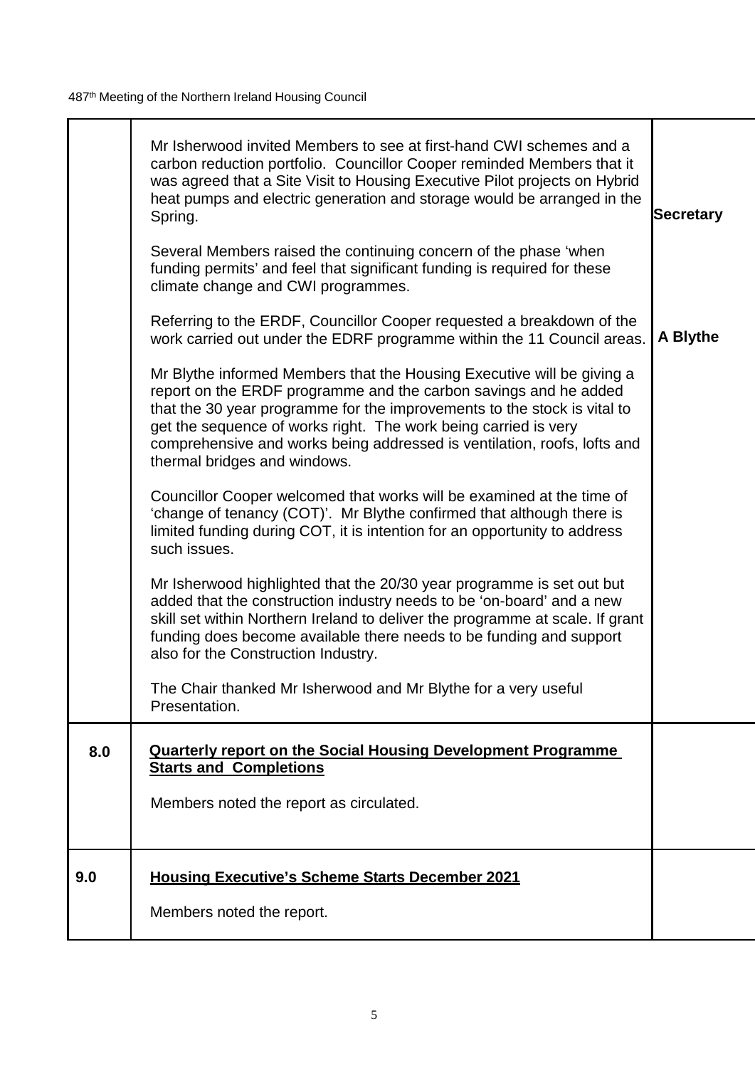| | | |
|---|---|---|
| | Mr Isherwood invited Members to see at first-hand CWI schemes and a carbon reduction portfolio. Councillor Cooper reminded Members that it was agreed that a Site Visit to Housing Executive Pilot projects on Hybrid heat pumps and electric generation and storage would be arranged in the Spring.<br><br>Several Members raised the continuing concern of the phase 'when funding permits' and feel that significant funding is required for these climate change and CWI programmes.<br><br>Referring to the ERDF, Councillor Cooper requested a breakdown of the work carried out under the EDRF programme within the 11 Council areas.<br><br>Mr Blythe informed Members that the Housing Executive will be giving a report on the ERDF programme and the carbon savings and he added that the 30 year programme for the improvements to the stock is vital to get the sequence of works right. The work being carried is very comprehensive and works being addressed is ventilation, roofs, lofts and thermal bridges and windows.<br><br>Councillor Cooper welcomed that works will be examined at the time of 'change of tenancy (COT)'. Mr Blythe confirmed that although there is limited funding during COT, it is intention for an opportunity to address such issues.<br><br>Mr Isherwood highlighted that the 20/30 year programme is set out but added that the construction industry needs to be 'on-board' and a new skill set within Northern Ireland to deliver the programme at scale. If grant funding does become available there needs to be funding and support also for the Construction Industry.<br><br>The Chair thanked Mr Isherwood and Mr Blythe for a very useful Presentation. | **Secretary**<br><br>**A Blythe** |
| **8.0** | **Quarterly report on the Social Housing Development Programme Starts and Completions**<br><br>Members noted the report as circulated. | |
| **9.0** | **Housing Executive's Scheme Starts December 2021**<br><br>Members noted the report. | |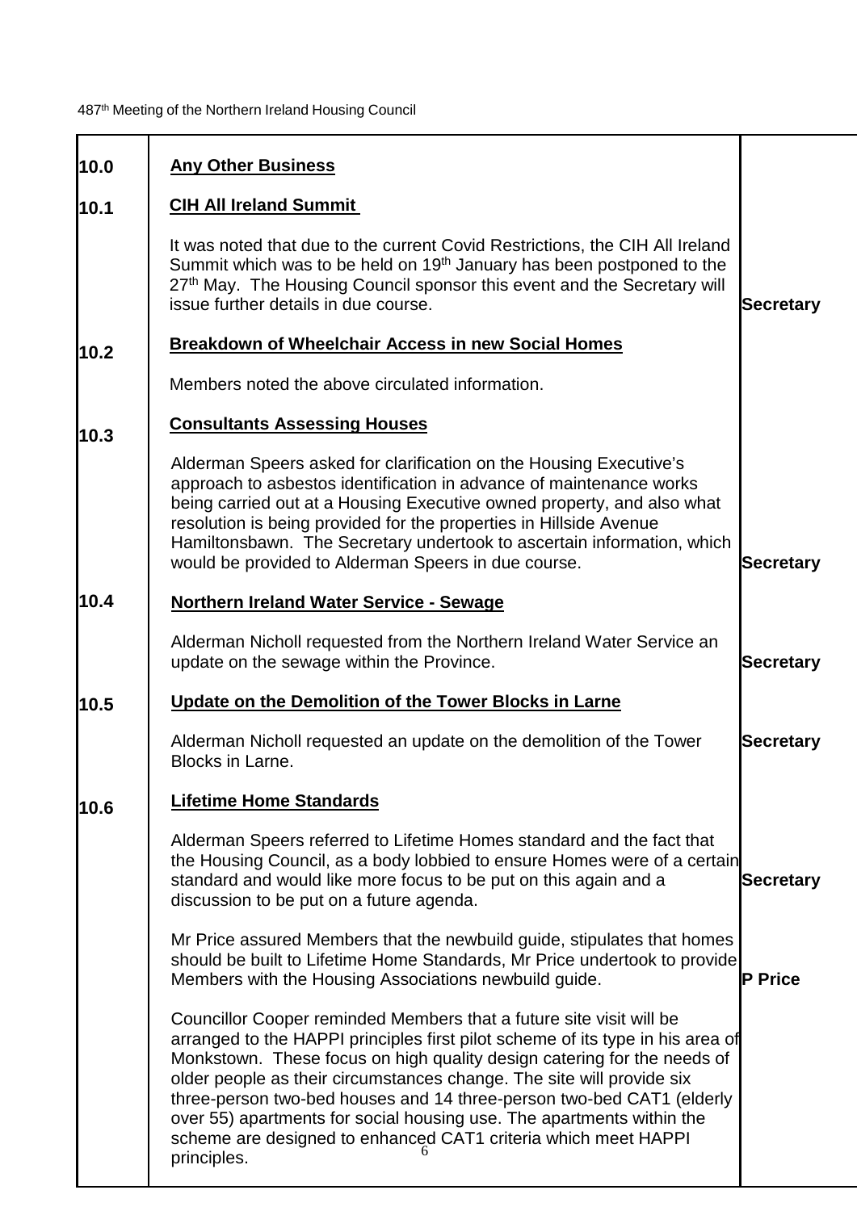| | | |
|---|---|---|
| **10.0** | **Any Other Business** | |
| **10.1** | **CIH All Ireland Summit**<br><br>It was noted that due to the current Covid Restrictions, the CIH All Ireland Summit which was to be held on 19th January has been postponed to the 27th May. The Housing Council sponsor this event and the Secretary will issue further details in due course. | **Secretary** |
| **10.2** | **Breakdown of Wheelchair Access in new Social Homes**<br><br>Members noted the above circulated information. | |
| **10.3** | **Consultants Assessing Houses**<br><br>Alderman Speers asked for clarification on the Housing Executive's approach to asbestos identification in advance of maintenance works being carried out at a Housing Executive owned property, and also what resolution is being provided for the properties in Hillside Avenue Hamiltonsbawn. The Secretary undertook to ascertain information, which would be provided to Alderman Speers in due course. | **Secretary** |
| **10.4** | **Northern Ireland Water Service - Sewage**<br><br>Alderman Nicholl requested from the Northern Ireland Water Service an update on the sewage within the Province. | **Secretary** |
| **10.5** | **Update on the Demolition of the Tower Blocks in Larne**<br><br>Alderman Nicholl requested an update on the demolition of the Tower Blocks in Larne. | **Secretary** |
| **10.6** | **Lifetime Home Standards**<br><br>Alderman Speers referred to Lifetime Homes standard and the fact that the Housing Council, as a body lobbied to ensure Homes were of a certain standard and would like more focus to be put on this again and a discussion to be put on a future agenda. | **Secretary** |
| | Mr Price assured Members that the newbuild guide, stipulates that homes should be built to Lifetime Home Standards, Mr Price undertook to provide Members with the Housing Associations newbuild guide. | **P Price** |
| | Councillor Cooper reminded Members that a future site visit will be arranged to the HAPPI principles first pilot scheme of its type in his area of Monkstown. These focus on high quality design catering for the needs of older people as their circumstances change. The site will provide six three-person two-bed houses and 14 three-person two-bed CAT1 (elderly over 55) apartments for social housing use. The apartments within the scheme are designed to enhanced CAT1 criteria which meet HAPPI principles. | |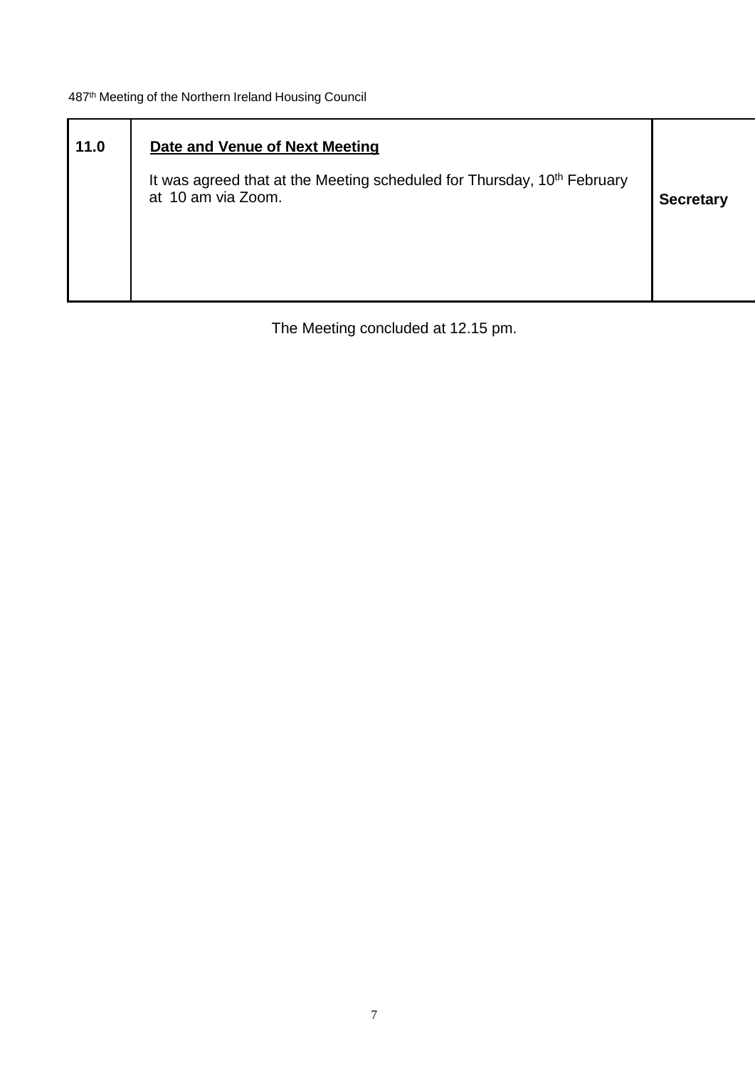| 11.0 | **<u>Date and Venue of Next Meeting</u>**<br><br>It was agreed that at the Meeting scheduled for Thursday, 10th February at 10 am via Zoom. | **Secretary** |
|---|---|---|

The Meeting concluded at 12.15 pm.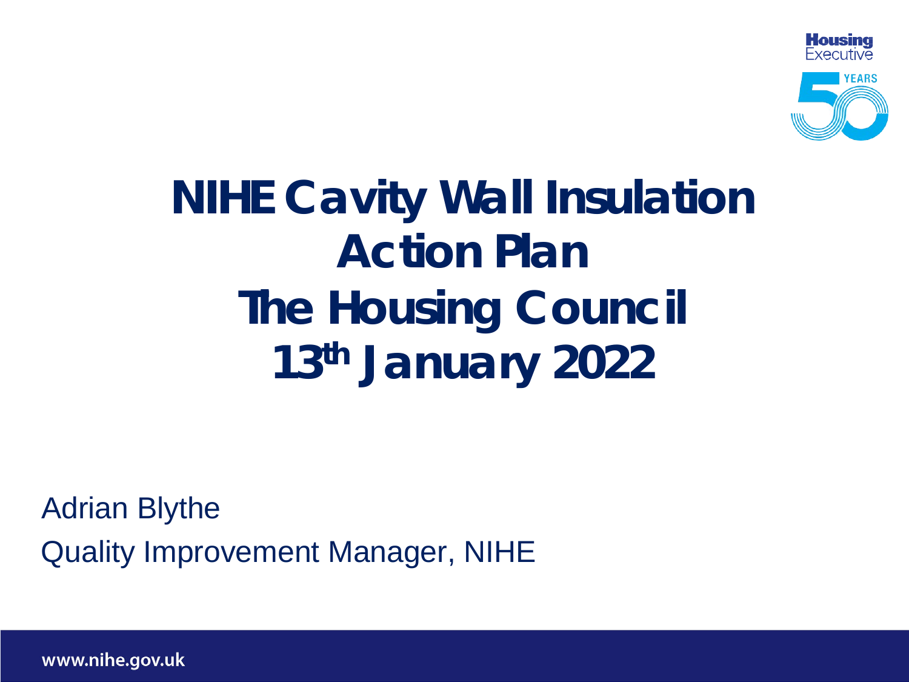# NIHE Cavity Wall Insulation Action Plan

# The Housing Council

# 13th January 2022

Adrian Blythe

Quality Improvement Manager, NIHE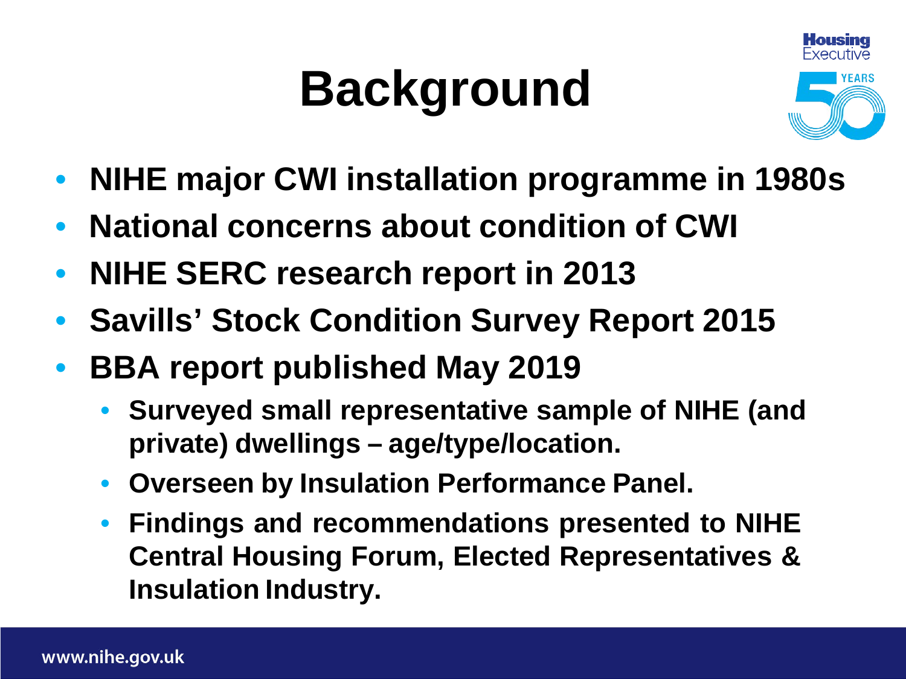# Background

- **NIHE major CWI installation programme in 1980s**
- **National concerns about condition of CWI**
- **NIHE SERC research report in 2013**
- **Savills' Stock Condition Survey Report 2015**
- **BBA report published May 2019**
  - **Surveyed small representative sample of NIHE (and private) dwellings – age/type/location.**
  - **Overseen by Insulation Performance Panel.**
  - **Findings and recommendations presented to NIHE Central Housing Forum, Elected Representatives & Insulation Industry.**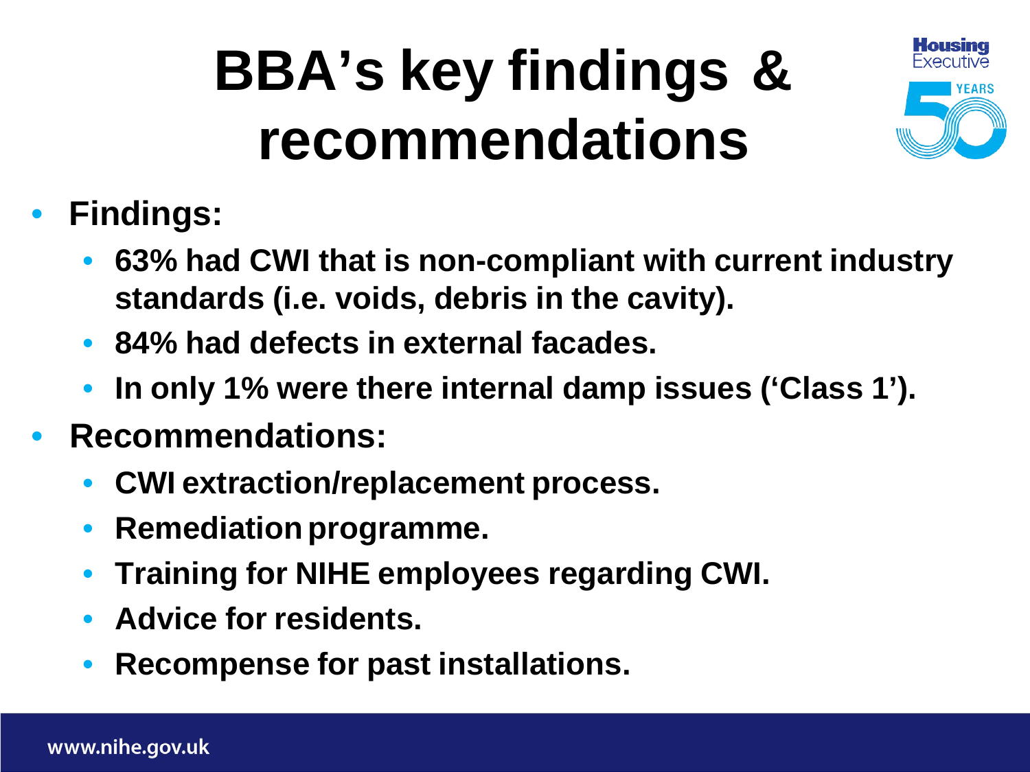# BBA's key findings & recommendations

- **Findings:**
  - **63% had CWI that is non-compliant with current industry standards (i.e. voids, debris in the cavity).**
  - **84% had defects in external facades.**
  - **In only 1% were there internal damp issues ('Class 1').**
- **Recommendations:**
  - **CWI extraction/replacement process.**
  - **Remediation programme.**
  - **Training for NIHE employees regarding CWI.**
  - **Advice for residents.**
  - **Recompense for past installations.**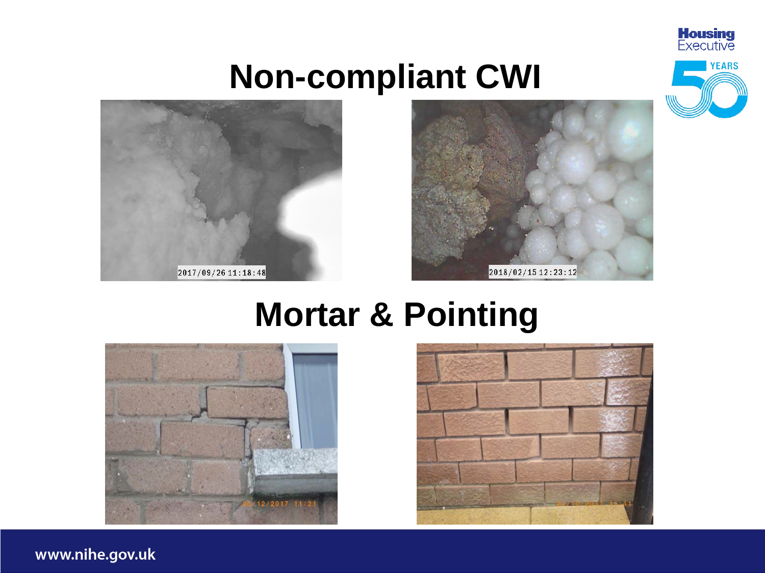# Non-compliant CWI

# Mortar & Pointing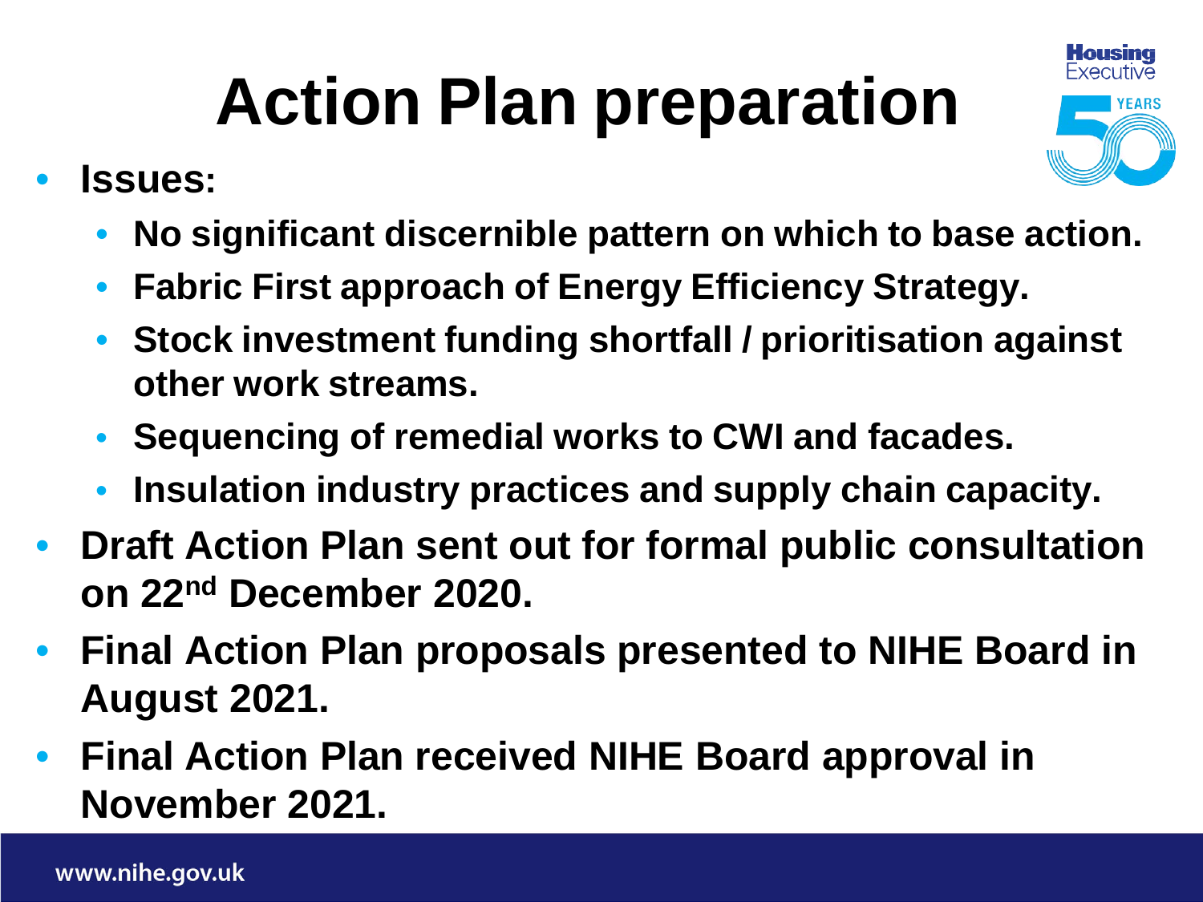# Action Plan preparation

- **Issues:**
  - **No significant discernible pattern on which to base action.**
  - **Fabric First approach of Energy Efficiency Strategy.**
  - **Stock investment funding shortfall / prioritisation against other work streams.**
  - **Sequencing of remedial works to CWI and facades.**
  - **Insulation industry practices and supply chain capacity.**
- **Draft Action Plan sent out for formal public consultation on 22nd December 2020.**
- **Final Action Plan proposals presented to NIHE Board in August 2021.**
- **Final Action Plan received NIHE Board approval in November 2021.**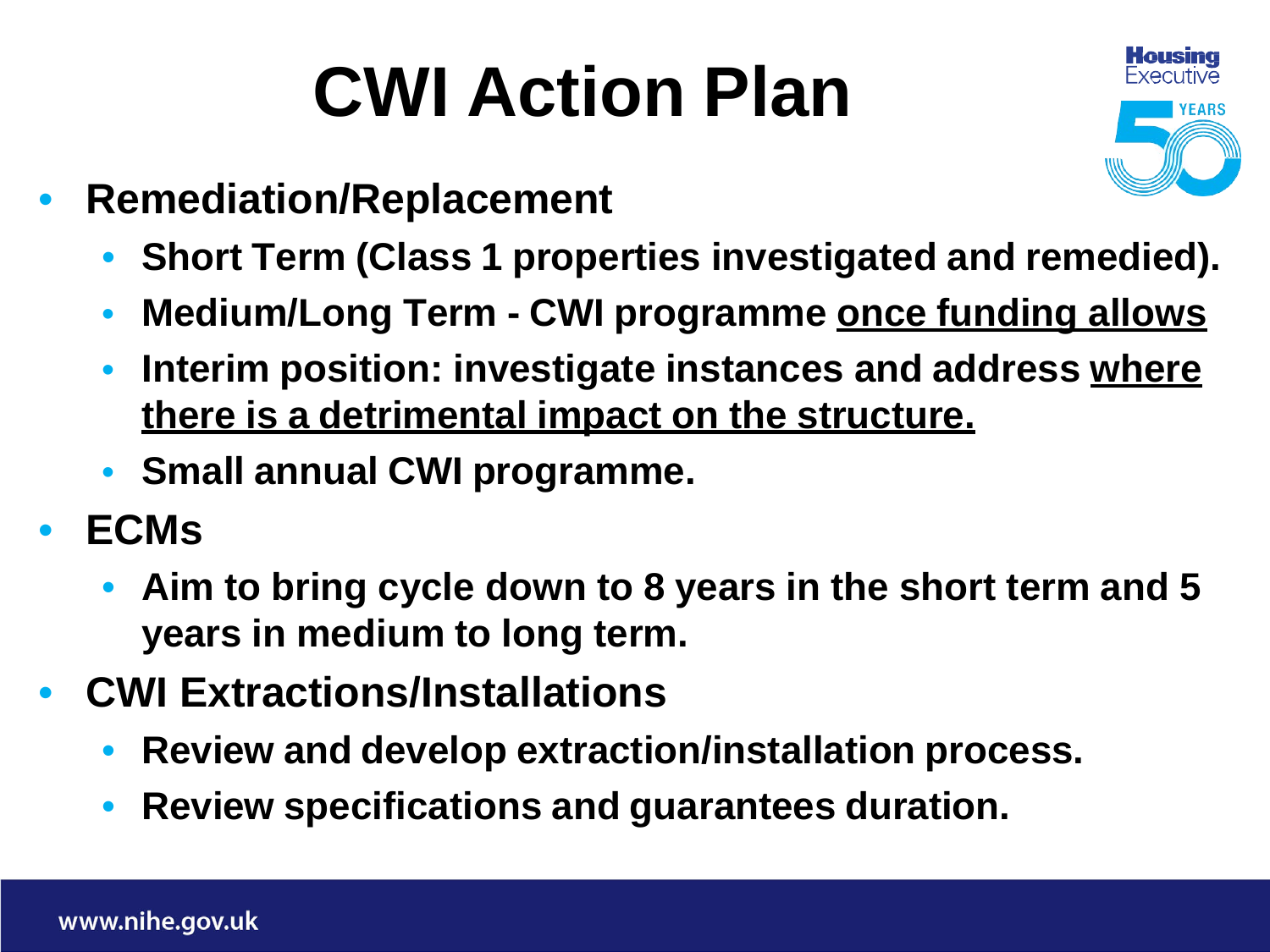# CWI Action Plan

- **Remediation/Replacement**
  - **Short Term (Class 1 properties investigated and remedied).**
  - **Medium/Long Term - CWI programme <u>once funding allows</u>**
  - **Interim position: investigate instances and address <u>where there is a detrimental impact on the structure.</u>**
  - **Small annual CWI programme.**
- **ECMs**
  - **Aim to bring cycle down to 8 years in the short term and 5 years in medium to long term.**
- **CWI Extractions/Installations**
  - **Review and develop extraction/installation process.**
  - **Review specifications and guarantees duration.**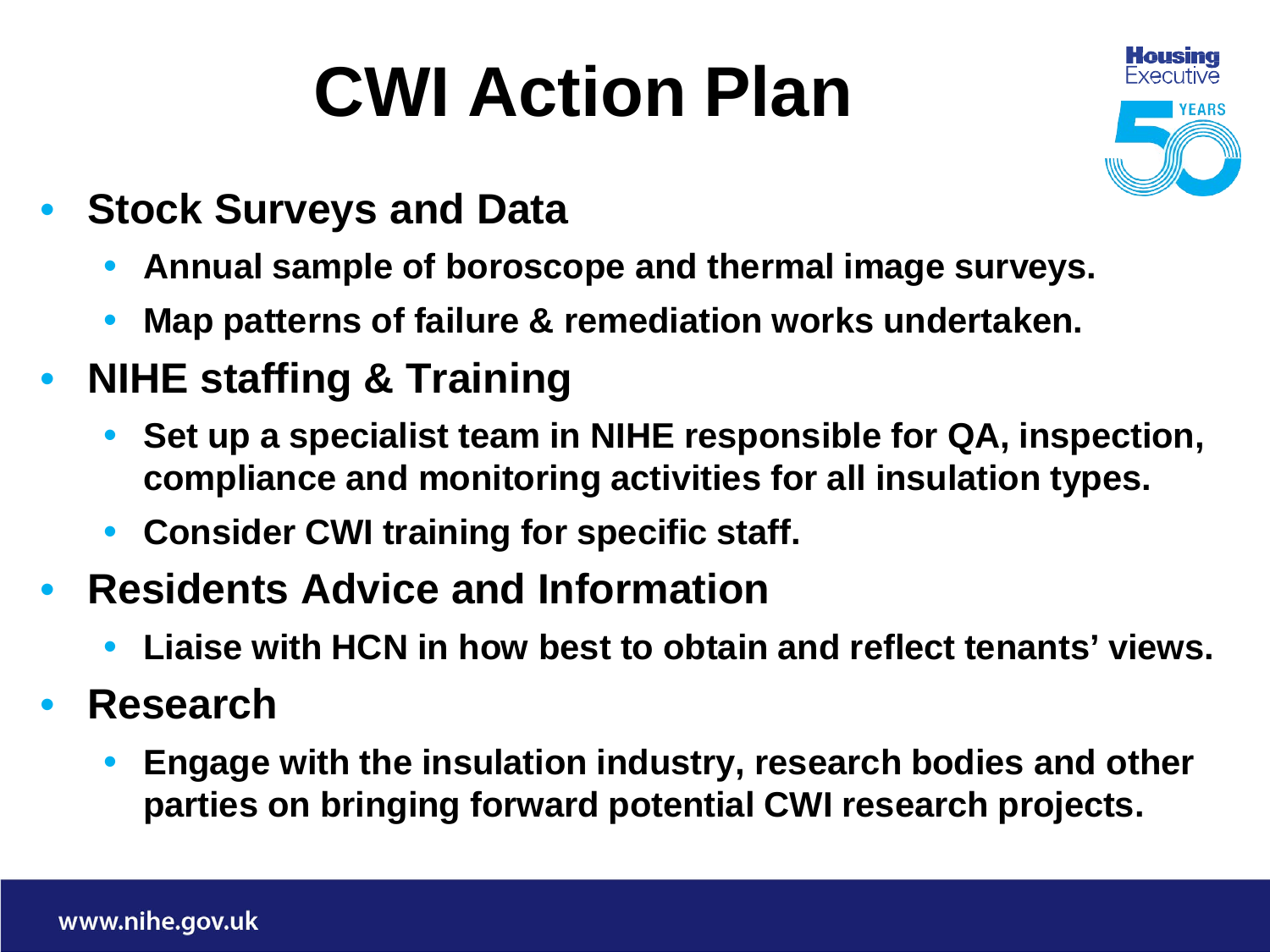# CWI Action Plan

- **Stock Surveys and Data**
  - **Annual sample of boroscope and thermal image surveys.**
  - **Map patterns of failure & remediation works undertaken.**
- **NIHE staffing & Training**
  - **Set up a specialist team in NIHE responsible for QA, inspection, compliance and monitoring activities for all insulation types.**
  - **Consider CWI training for specific staff.**
- **Residents Advice and Information**
  - **Liaise with HCN in how best to obtain and reflect tenants' views.**
- **Research**
  - **Engage with the insulation industry, research bodies and other parties on bringing forward potential CWI research projects.**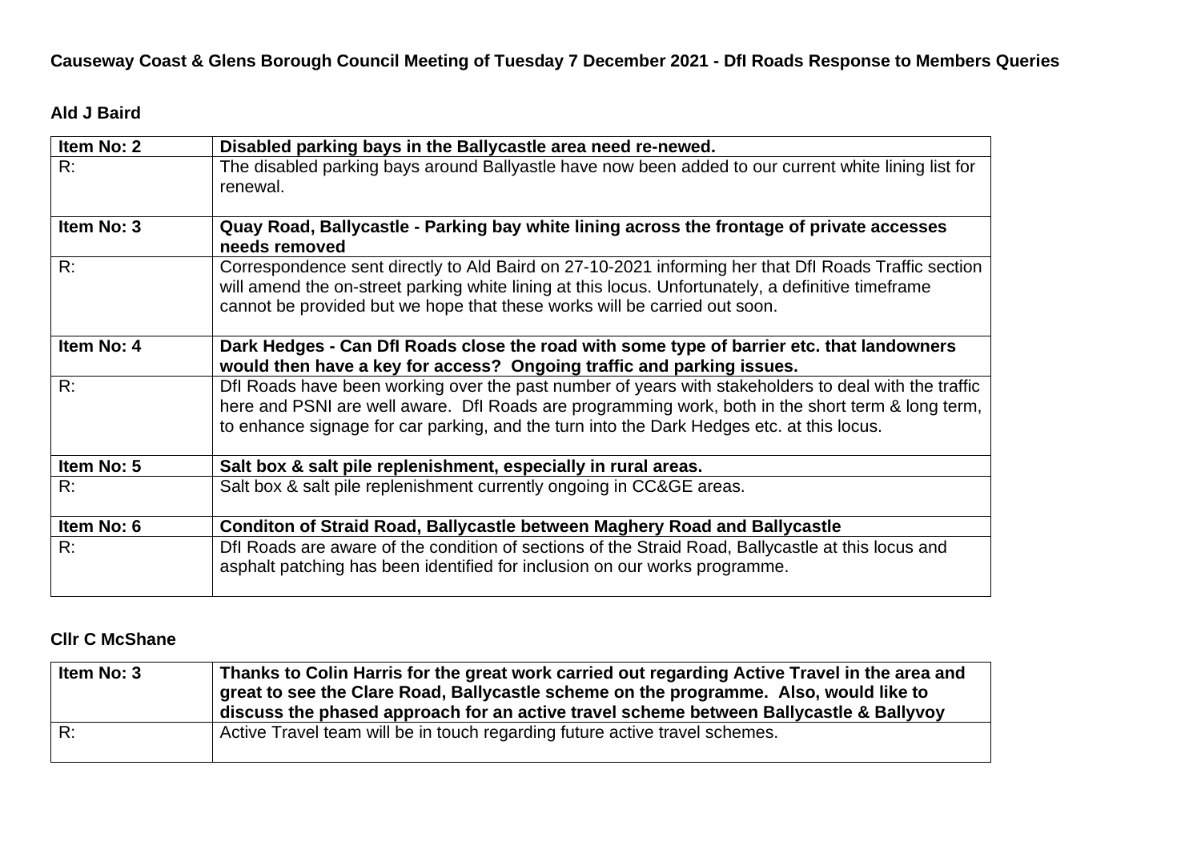**Causeway Coast & Glens Borough Council Meeting of Tuesday 7 December 2021 - DfI Roads Response to Members Queries**

**Ald J Baird**

| Item No: 2 | Disabled parking bays in the Ballycastle area need re-newed. |
|---|---|
| R: | The disabled parking bays around Ballyastle have now been added to our current white lining list for renewal. |
| **Item No: 3** | **Quay Road, Ballycastle - Parking bay white lining across the frontage of private accesses needs removed** |
| R: | Correspondence sent directly to Ald Baird on 27-10-2021 informing her that DfI Roads Traffic section will amend the on-street parking white lining at this locus. Unfortunately, a definitive timeframe cannot be provided but we hope that these works will be carried out soon. |
| **Item No: 4** | **Dark Hedges - Can DfI Roads close the road with some type of barrier etc. that landowners would then have a key for access? Ongoing traffic and parking issues.** |
| R: | DfI Roads have been working over the past number of years with stakeholders to deal with the traffic here and PSNI are well aware. DfI Roads are programming work, both in the short term & long term, to enhance signage for car parking, and the turn into the Dark Hedges etc. at this locus. |
| **Item No: 5** | **Salt box & salt pile replenishment, especially in rural areas.** |
| R: | Salt box & salt pile replenishment currently ongoing in CC&GE areas. |
| **Item No: 6** | **Conditon of Straid Road, Ballycastle between Maghery Road and Ballycastle** |
| R: | DfI Roads are aware of the condition of sections of the Straid Road, Ballycastle at this locus and asphalt patching has been identified for inclusion on our works programme. |

**Cllr C McShane**

| Item No: 3 | Thanks to Colin Harris for the great work carried out regarding Active Travel in the area and great to see the Clare Road, Ballycastle scheme on the programme. Also, would like to discuss the phased approach for an active travel scheme between Ballycastle & Ballyvoy |
|---|---|
| R: | Active Travel team will be in touch regarding future active travel schemes. |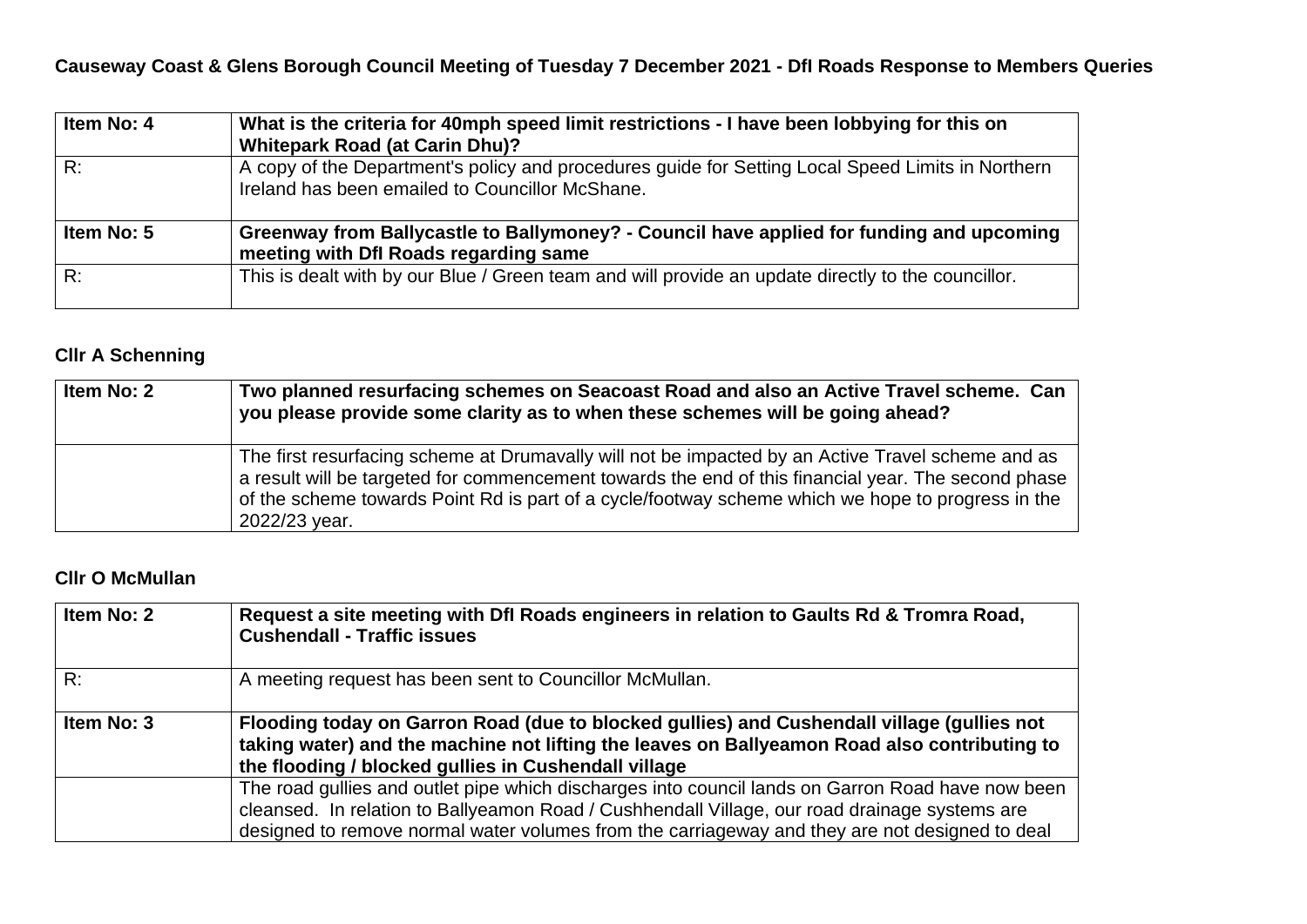**Causeway Coast & Glens Borough Council Meeting of Tuesday 7 December 2021 - DfI Roads Response to Members Queries**

| Item No: 4 | What is the criteria for 40mph speed limit restrictions - I have been lobbying for this on Whitepark Road (at Carin Dhu)? |
|---|---|
| R: | A copy of the Department's policy and procedures guide for Setting Local Speed Limits in Northern Ireland has been emailed to Councillor McShane. |
| **Item No: 5** | **Greenway from Ballycastle to Ballymoney? - Council have applied for funding and upcoming meeting with DfI Roads regarding same** |
| R: | This is dealt with by our Blue / Green team and will provide an update directly to the councillor. |

**Cllr A Schenning**

| Item No: 2 | Two planned resurfacing schemes on Seacoast Road and also an Active Travel scheme. Can you please provide some clarity as to when these schemes will be going ahead? |
|---|---|
| | The first resurfacing scheme at Drumavally will not be impacted by an Active Travel scheme and as a result will be targeted for commencement towards the end of this financial year. The second phase of the scheme towards Point Rd is part of a cycle/footway scheme which we hope to progress in the 2022/23 year. |

**Cllr O McMullan**

| Item No: 2 | Request a site meeting with DfI Roads engineers in relation to Gaults Rd & Tromra Road, Cushendall - Traffic issues |
|---|---|
| R: | A meeting request has been sent to Councillor McMullan. |
| **Item No: 3** | **Flooding today on Garron Road (due to blocked gullies) and Cushendall village (gullies not taking water) and the machine not lifting the leaves on Ballyeamon Road also contributing to the flooding / blocked gullies in Cushendall village** |
| | The road gullies and outlet pipe which discharges into council lands on Garron Road have now been cleansed. In relation to Ballyeamon Road / Cushhendall Village, our road drainage systems are designed to remove normal water volumes from the carriageway and they are not designed to deal |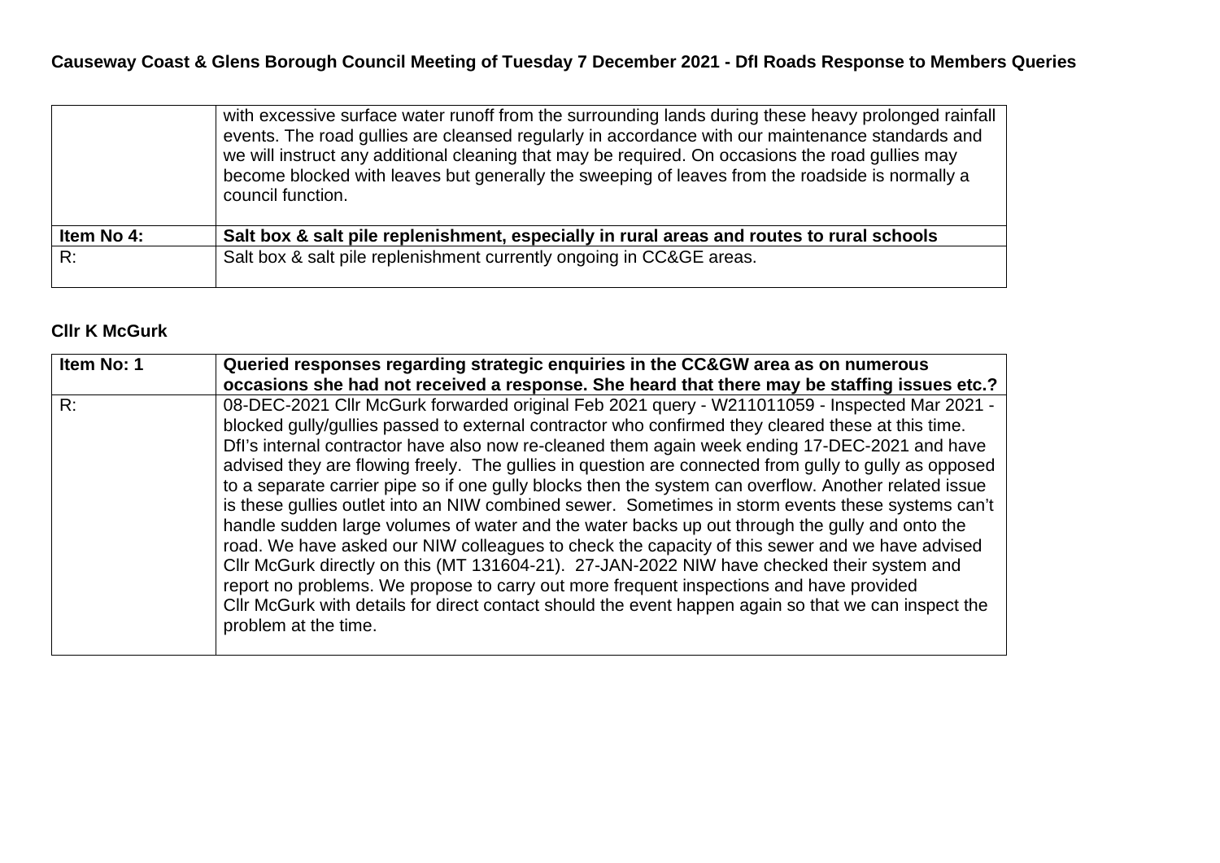| | |
|---|---|
| | with excessive surface water runoff from the surrounding lands during these heavy prolonged rainfall events. The road gullies are cleansed regularly in accordance with our maintenance standards and we will instruct any additional cleaning that may be required. On occasions the road gullies may become blocked with leaves but generally the sweeping of leaves from the roadside is normally a council function. |
| **Item No 4:** | **Salt box & salt pile replenishment, especially in rural areas and routes to rural schools** |
| R: | Salt box & salt pile replenishment currently ongoing in CC&GE areas. |

**Cllr K McGurk**

| **Item No: 1** | **Queried responses regarding strategic enquiries in the CC&GW area as on numerous occasions she had not received a response. She heard that there may be staffing issues etc.?** |
|---|---|
| R: | 08-DEC-2021 Cllr McGurk forwarded original Feb 2021 query - W211011059 - Inspected Mar 2021 - blocked gully/gullies passed to external contractor who confirmed they cleared these at this time. DfI's internal contractor have also now re-cleaned them again week ending 17-DEC-2021 and have advised they are flowing freely. The gullies in question are connected from gully to gully as opposed to a separate carrier pipe so if one gully blocks then the system can overflow. Another related issue is these gullies outlet into an NIW combined sewer. Sometimes in storm events these systems can't handle sudden large volumes of water and the water backs up out through the gully and onto the road. We have asked our NIW colleagues to check the capacity of this sewer and we have advised Cllr McGurk directly on this (MT 131604-21). 27-JAN-2022 NIW have checked their system and report no problems. We propose to carry out more frequent inspections and have provided Cllr McGurk with details for direct contact should the event happen again so that we can inspect the problem at the time. |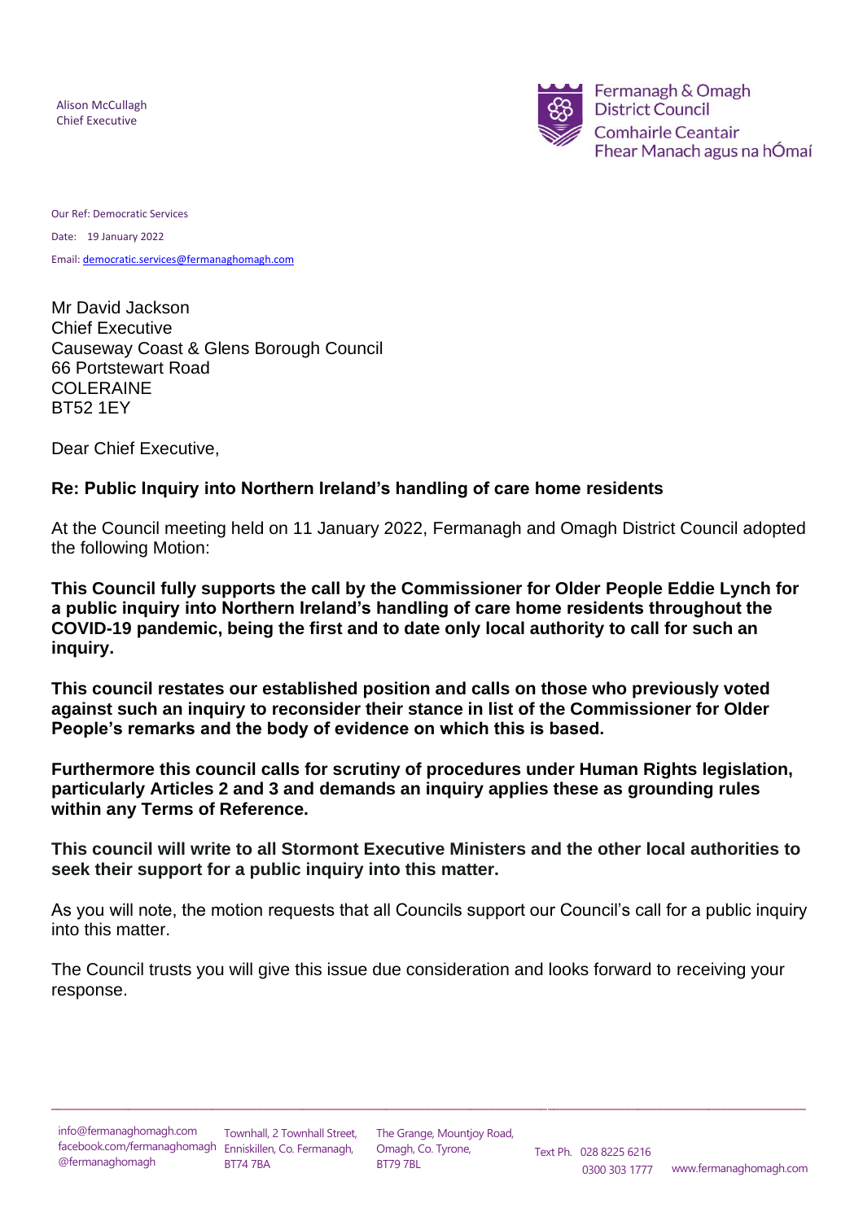Alison McCullagh
Chief Executive

Fermanagh & Omagh District Council
Comhairle Ceantair Fhear Manach agus na hÓmaí

Our Ref: Democratic Services

Date: 19 January 2022

Email: democratic.services@fermanaghomagh.com

Mr David Jackson
Chief Executive
Causeway Coast & Glens Borough Council
66 Portstewart Road
COLERAINE
BT52 1EY

Dear Chief Executive,

**Re: Public Inquiry into Northern Ireland's handling of care home residents**

At the Council meeting held on 11 January 2022, Fermanagh and Omagh District Council adopted the following Motion:

**This Council fully supports the call by the Commissioner for Older People Eddie Lynch for a public inquiry into Northern Ireland's handling of care home residents throughout the COVID-19 pandemic, being the first and to date only local authority to call for such an inquiry.**

**This council restates our established position and calls on those who previously voted against such an inquiry to reconsider their stance in list of the Commissioner for Older People's remarks and the body of evidence on which this is based.**

**Furthermore this council calls for scrutiny of procedures under Human Rights legislation, particularly Articles 2 and 3 and demands an inquiry applies these as grounding rules within any Terms of Reference.**

**This council will write to all Stormont Executive Ministers and the other local authorities to seek their support for a public inquiry into this matter.**

As you will note, the motion requests that all Councils support our Council's call for a public inquiry into this matter.

The Council trusts you will give this issue due consideration and looks forward to receiving your response.

info@fermanaghomagh.com
facebook.com/fermanaghomagh
@fermanaghomagh

Townhall, 2 Townhall Street, Enniskillen, Co. Fermanagh, BT74 7BA

The Grange, Mountjoy Road, Omagh, Co. Tyrone, BT79 7BL

Text Ph. 028 8225 6216
0300 303 1777

www.fermanaghomagh.com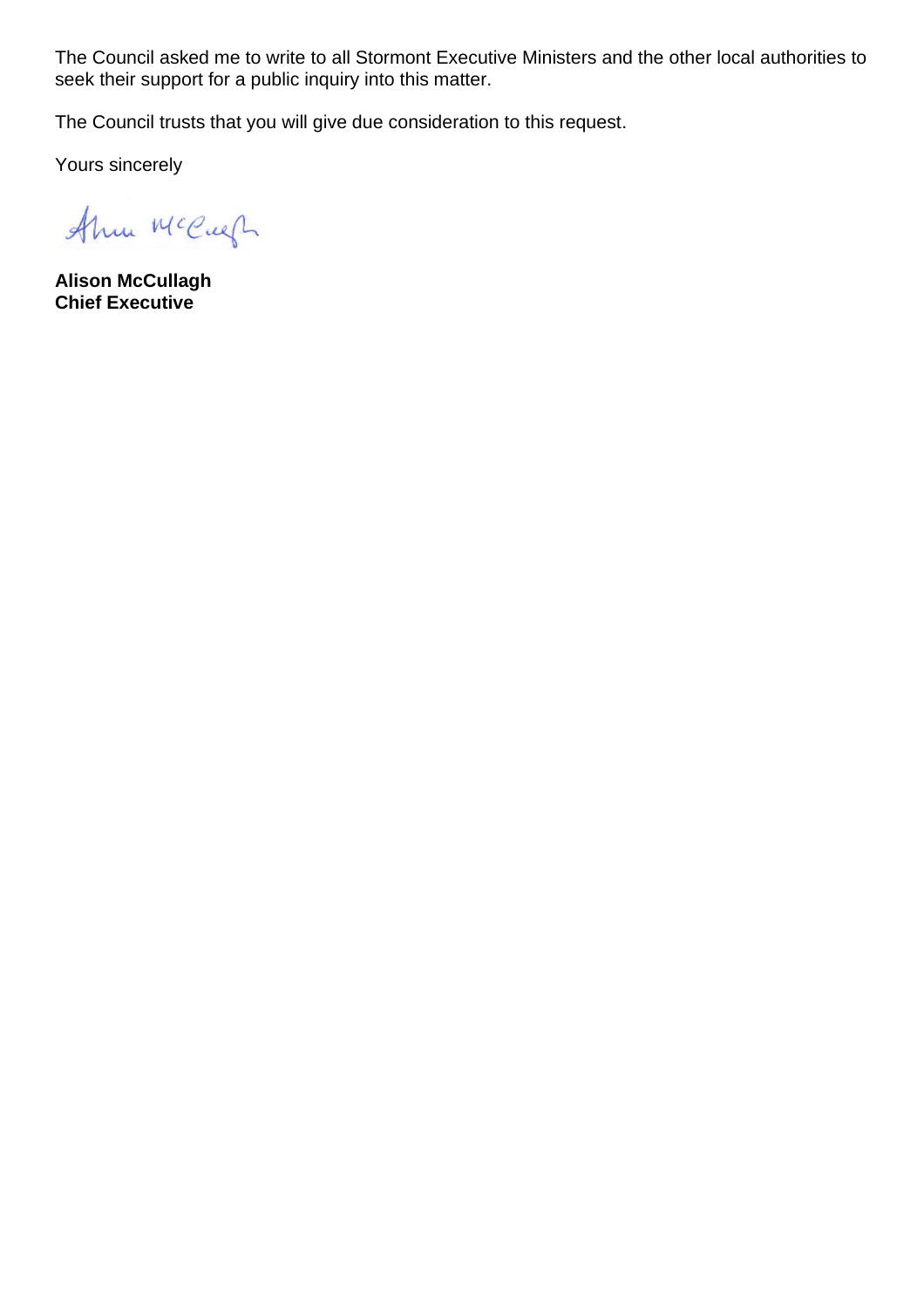The Council asked me to write to all Stormont Executive Ministers and the other local authorities to seek their support for a public inquiry into this matter.

The Council trusts that you will give due consideration to this request.

Yours sincerely

**Alison McCullagh**
**Chief Executive**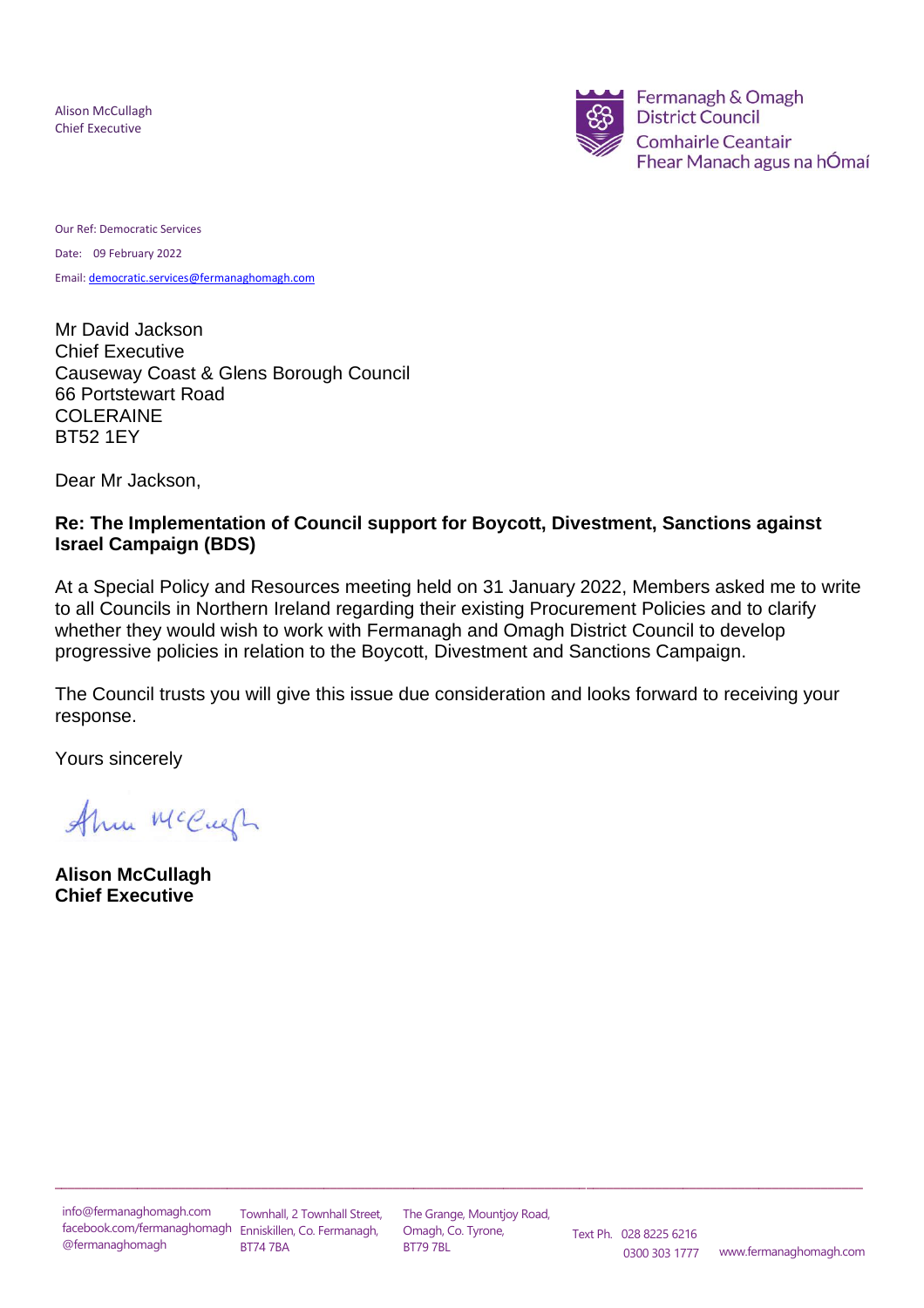Alison McCullagh
Chief Executive

Fermanagh & Omagh District Council
Comhairle Ceantair Fhear Manach agus na hÓmaí

Our Ref: Democratic Services

Date: 09 February 2022

Email: democratic.services@fermanaghomagh.com

Mr David Jackson
Chief Executive
Causeway Coast & Glens Borough Council
66 Portstewart Road
COLERAINE
BT52 1EY

Dear Mr Jackson,

**Re: The Implementation of Council support for Boycott, Divestment, Sanctions against Israel Campaign (BDS)**

At a Special Policy and Resources meeting held on 31 January 2022, Members asked me to write to all Councils in Northern Ireland regarding their existing Procurement Policies and to clarify whether they would wish to work with Fermanagh and Omagh District Council to develop progressive policies in relation to the Boycott, Divestment and Sanctions Campaign.

The Council trusts you will give this issue due consideration and looks forward to receiving your response.

Yours sincerely

Alison McCullagh

**Alison McCullagh**
**Chief Executive**

info@fermanaghomagh.com
facebook.com/fermanaghomagh
@fermanaghomagh

Townhall, 2 Townhall Street, Enniskillen, Co. Fermanagh, BT74 7BA

The Grange, Mountjoy Road, Omagh, Co. Tyrone, BT79 7BL

Text Ph. 028 8225 6216
0300 303 1777

www.fermanaghomagh.com